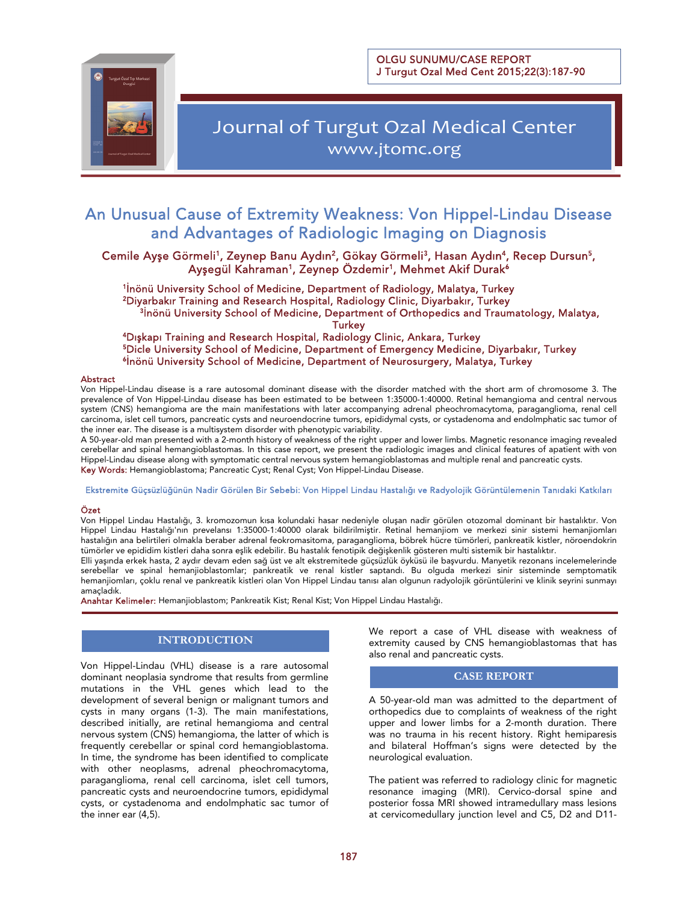OLGU SUNUMU/CASE REPORT

# An Unusual Cause of Extremity Weakness: Von Hippel-Lindau Disease and Advantages of Radiologic Imaging on Diagnosis

Cemile Ayşe Görmeli[1], Zeynep Banu Aydın[2], Gökay Görmeli[3], Hasan Aydın[4], Recep Dursun[5], Ayşegül Kahraman[1], Zeynep Özdemir[1], Mehmet Akif Durak[6]

[1]İnönü University School of Medicine, Department of Radiology, Malatya, Turkey
[2]Diyarbakır Training and Research Hospital, Radiology Clinic, Diyarbakır, Turkey
[3]İnönü University School of Medicine, Department of Orthopedics and Traumatology, Malatya, Turkey
[4]Dışkapı Training and Research Hospital, Radiology Clinic, Ankara, Turkey
[5]Dicle University School of Medicine, Department of Emergency Medicine, Diyarbakır, Turkey
[6]İnönü University School of Medicine, Department of Neurosurgery, Malatya, Turkey

**Abstract**

Von Hippel-Lindau disease is a rare autosomal dominant disease with the disorder matched with the short arm of chromosome 3. The prevalence of Von Hippel-Lindau disease has been estimated to be between 1:35000-1:40000. Retinal hemangioma and central nervous system (CNS) hemangioma are the main manifestations with later accompanying adrenal pheochromocytoma, paraganglioma, renal cell carcinoma, islet cell tumors, pancreatic cysts and neuroendocrine tumors, epididymal cysts, or cystadenoma and endolmphatic sac tumor of the inner ear. The disease is a multisystem disorder with phenotypic variability.

A 50-year-old man presented with a 2-month history of weakness of the right upper and lower limbs. Magnetic resonance imaging revealed cerebellar and spinal hemangioblastomas. In this case report, we present the radiologic images and clinical features of apatient with von Hippel-Lindau disease along with symptomatic central nervous system hemangioblastomas and multiple renal and pancreatic cysts.

**Key Words:** Hemangioblastoma; Pancreatic Cyst; Renal Cyst; Von Hippel-Lindau Disease.

## Ekstremite Güçsüzlüğünün Nadir Görülen Bir Sebebi: Von Hippel Lindau Hastalığı ve Radyolojik Görüntülemenin Tanıdaki Katkıları

**Özet**

Von Hippel Lindau Hastalığı, 3. kromozomun kısa kolundaki hasar nedeniyle oluşan nadir görülen otozomal dominant bir hastalıktır. Von Hippel Lindau Hastalığı'nın prevelansı 1:35000-1:40000 olarak bildirilmiştir. Retinal hemanjiom ve merkezi sinir sistemi hemanjiomları hastalığın ana belirtileri olmakla beraber adrenal feokromasitoma, paraganglioma, böbrek hücre tümörleri, pankreatik kistler, nöroendokrin tümörler ve epididim kistleri daha sonra eşlik edebilir. Bu hastalık fenotipik değişkenlik gösteren multi sistemik bir hastalıktır.

Elli yaşında erkek hasta, 2 aydır devam eden sağ üst ve alt ekstremitede güçsüzlük öyküsü ile başvurdu. Manyetik rezonans incelemelerinde serebellar ve spinal hemanjioblastomlar; pankreatik ve renal kistler saptandı. Bu olguda merkezi sinir sisteminde semptomatik hemanjiomları, çoklu renal ve pankreatik kistleri olan Von Hippel Lindau tanısı alan olgunun radyolojik görüntülerini ve klinik seyrini sunmayı amaçladık.

**Anahtar Kelimeler:** Hemanjioblastom; Pankreatik Kist; Renal Kist; Von Hippel Lindau Hastalığı.

## INTRODUCTION

Von Hippel-Lindau (VHL) disease is a rare autosomal dominant neoplasia syndrome that results from germline mutations in the VHL genes which lead to the development of several benign or malignant tumors and cysts in many organs (1-3). The main manifestations, described initially, are retinal hemangioma and central nervous system (CNS) hemangioma, the latter of which is frequently cerebellar or spinal cord hemangioblastoma. In time, the syndrome has been identified to complicate with other neoplasms, adrenal pheochromocytoma, paraganglioma, renal cell carcinoma, islet cell tumors, pancreatic cysts and neuroendocrine tumors, epididymal cysts, or cystadenoma and endolmphatic sac tumor of the inner ear (4,5).

We report a case of VHL disease with weakness of extremity caused by CNS hemangioblastomas that has also renal and pancreatic cysts.

## CASE REPORT

A 50-year-old man was admitted to the department of orthopedics due to complaints of weakness of the right upper and lower limbs for a 2-month duration. There was no trauma in his recent history. Right hemiparesis and bilateral Hoffman's signs were detected by the neurological evaluation.

The patient was referred to radiology clinic for magnetic resonance imaging (MRI). Cervico-dorsal spine and posterior fossa MRI showed intramedullary mass lesions at cervicomedullary junction level and C5, D2 and D11-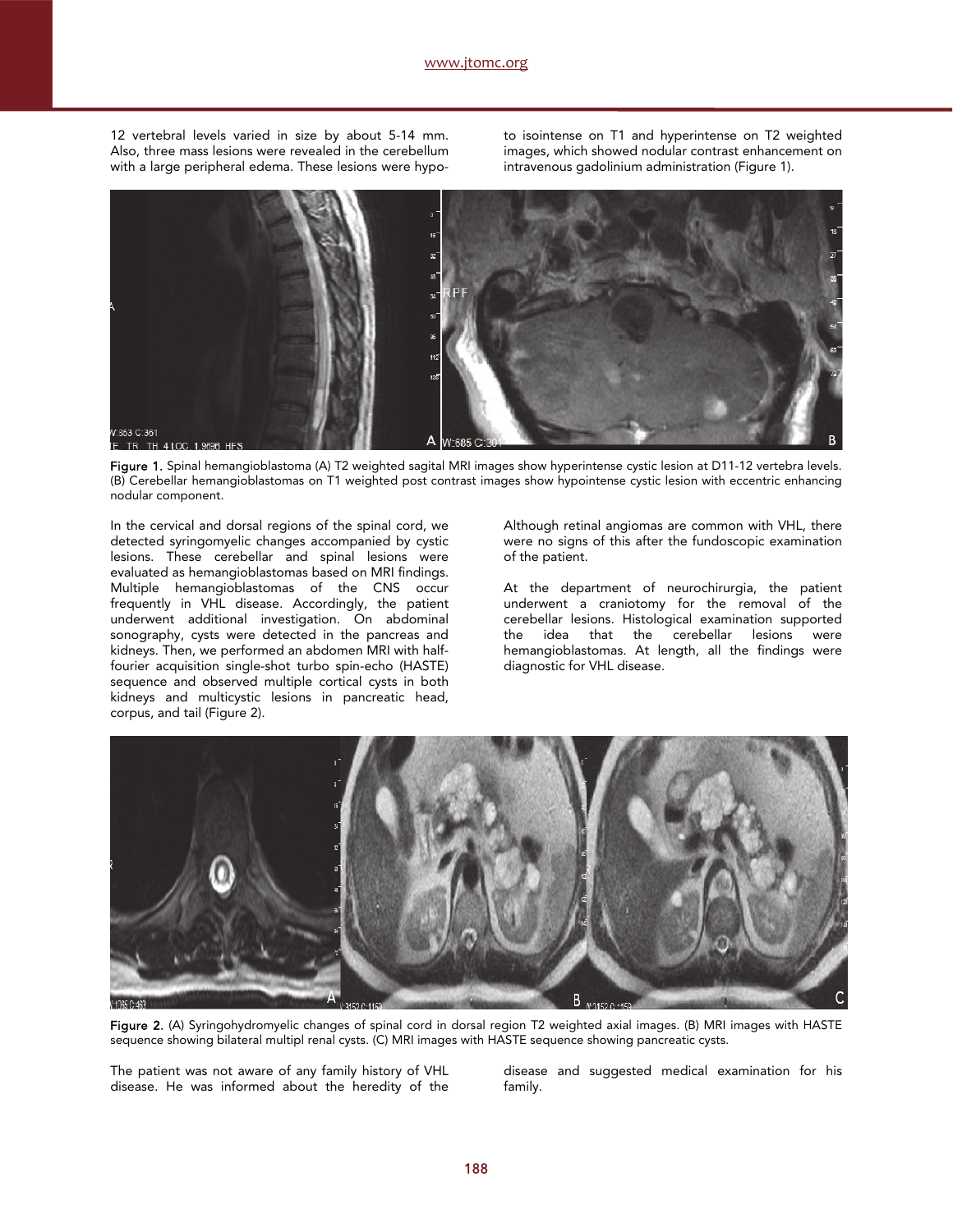12 vertebral levels varied in size by about 5-14 mm. Also, three mass lesions were revealed in the cerebellum with a large peripheral edema. These lesions were hypo- to isointense on T1 and hyperintense on T2 weighted images, which showed nodular contrast enhancement on intravenous gadolinium administration (Figure 1).

Figure 1. Spinal hemangioblastoma (A) T2 weighted sagital MRI images show hyperintense cystic lesion at D11-12 vertebra levels. (B) Cerebellar hemangioblastomas on T1 weighted post contrast images show hypointense cystic lesion with eccentric enhancing nodular component.

In the cervical and dorsal regions of the spinal cord, we detected syringomyelic changes accompanied by cystic lesions. These cerebellar and spinal lesions were evaluated as hemangioblastomas based on MRI findings. Multiple hemangioblastomas of the CNS occur frequently in VHL disease. Accordingly, the patient underwent additional investigation. On abdominal sonography, cysts were detected in the pancreas and kidneys. Then, we performed an abdomen MRI with half-fourier acquisition single-shot turbo spin-echo (HASTE) sequence and observed multiple cortical cysts in both kidneys and multicystic lesions in pancreatic head, corpus, and tail (Figure 2).

Although retinal angiomas are common with VHL, there were no signs of this after the fundoscopic examination of the patient.

At the department of neurochirurgia, the patient underwent a craniotomy for the removal of the cerebellar lesions. Histological examination supported the idea that the cerebellar lesions were hemangioblastomas. At length, all the findings were diagnostic for VHL disease.

Figure 2. (A) Syringohydromyelic changes of spinal cord in dorsal region T2 weighted axial images. (B) MRI images with HASTE sequence showing bilateral multipl renal cysts. (C) MRI images with HASTE sequence showing pancreatic cysts.

The patient was not aware of any family history of VHL disease. He was informed about the heredity of the disease and suggested medical examination for his family.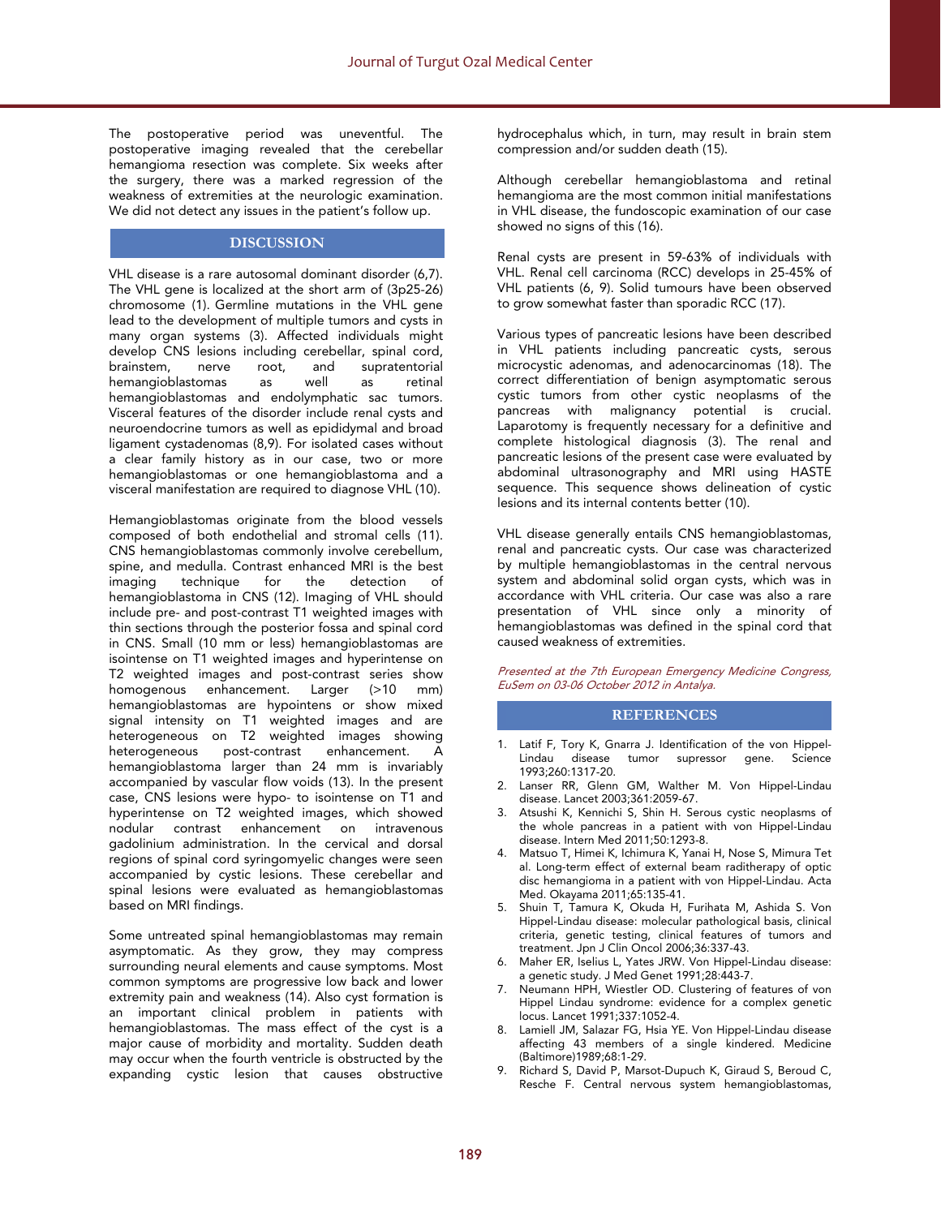The postoperative period was uneventful. The postoperative imaging revealed that the cerebellar hemangioma resection was complete. Six weeks after the surgery, there was a marked regression of the weakness of extremities at the neurologic examination. We did not detect any issues in the patient's follow up.

## DISCUSSION

VHL disease is a rare autosomal dominant disorder (6,7). The VHL gene is localized at the short arm of (3p25-26) chromosome (1). Germline mutations in the VHL gene lead to the development of multiple tumors and cysts in many organ systems (3). Affected individuals might develop CNS lesions including cerebellar, spinal cord, brainstem, nerve root, and supratentorial hemangioblastomas as well as retinal hemangioblastomas and endolymphatic sac tumors. Visceral features of the disorder include renal cysts and neuroendocrine tumors as well as epididymal and broad ligament cystadenomas (8,9). For isolated cases without a clear family history as in our case, two or more hemangioblastomas or one hemangioblastoma and a visceral manifestation are required to diagnose VHL (10).

Hemangioblastomas originate from the blood vessels composed of both endothelial and stromal cells (11). CNS hemangioblastomas commonly involve cerebellum, spine, and medulla. Contrast enhanced MRI is the best imaging technique for the detection of hemangioblastoma in CNS (12). Imaging of VHL should include pre- and post-contrast T1 weighted images with thin sections through the posterior fossa and spinal cord in CNS. Small (10 mm or less) hemangioblastomas are isointense on T1 weighted images and hyperintense on T2 weighted images and post-contrast series show homogenous enhancement. Larger (>10 mm) hemangioblastomas are hypointens or show mixed signal intensity on T1 weighted images and are heterogeneous on T2 weighted images showing heterogeneous post-contrast enhancement. A hemangioblastoma larger than 24 mm is invariably accompanied by vascular flow voids (13). In the present case, CNS lesions were hypo- to isointense on T1 and hyperintense on T2 weighted images, which showed nodular contrast enhancement on intravenous gadolinium administration. In the cervical and dorsal regions of spinal cord syringomyelic changes were seen accompanied by cystic lesions. These cerebellar and spinal lesions were evaluated as hemangioblastomas based on MRI findings.

Some untreated spinal hemangioblastomas may remain asymptomatic. As they grow, they may compress surrounding neural elements and cause symptoms. Most common symptoms are progressive low back and lower extremity pain and weakness (14). Also cyst formation is an important clinical problem in patients with hemangioblastomas. The mass effect of the cyst is a major cause of morbidity and mortality. Sudden death may occur when the fourth ventricle is obstructed by the expanding cystic lesion that causes obstructive hydrocephalus which, in turn, may result in brain stem compression and/or sudden death (15).

Although cerebellar hemangioblastoma and retinal hemangioma are the most common initial manifestations in VHL disease, the fundoscopic examination of our case showed no signs of this (16).

Renal cysts are present in 59-63% of individuals with VHL. Renal cell carcinoma (RCC) develops in 25-45% of VHL patients (6, 9). Solid tumours have been observed to grow somewhat faster than sporadic RCC (17).

Various types of pancreatic lesions have been described in VHL patients including pancreatic cysts, serous microcystic adenomas, and adenocarcinomas (18). The correct differentiation of benign asymptomatic serous cystic tumors from other cystic neoplasms of the pancreas with malignancy potential is crucial. Laparotomy is frequently necessary for a definitive and complete histological diagnosis (3). The renal and pancreatic lesions of the present case were evaluated by abdominal ultrasonography and MRI using HASTE sequence. This sequence shows delineation of cystic lesions and its internal contents better (10).

VHL disease generally entails CNS hemangioblastomas, renal and pancreatic cysts. Our case was characterized by multiple hemangioblastomas in the central nervous system and abdominal solid organ cysts, which was in accordance with VHL criteria. Our case was also a rare presentation of VHL since only a minority of hemangioblastomas was defined in the spinal cord that caused weakness of extremities.

*Presented at the 7th European Emergency Medicine Congress, EuSem on 03-06 October 2012 in Antalya.*

## REFERENCES

1. Latif F, Tory K, Gnarra J. Identification of the von Hippel-Lindau disease tumor supressor gene. Science 1993;260:1317-20.
2. Lanser RR, Glenn GM, Walther M. Von Hippel-Lindau disease. Lancet 2003;361:2059-67.
3. Atsushi K, Kennichi S, Shin H. Serous cystic neoplasms of the whole pancreas in a patient with von Hippel-Lindau disease. Intern Med 2011;50:1293-8.
4. Matsuo T, Himei K, Ichimura K, Yanai H, Nose S, Mimura Tet al. Long-term effect of external beam raditherapy of optic disc hemangioma in a patient with von Hippel-Lindau. Acta Med. Okayama 2011;65:135-41.
5. Shuin T, Tamura K, Okuda H, Furihata M, Ashida S. Von Hippel-Lindau disease: molecular pathological basis, clinical criteria, genetic testing, clinical features of tumors and treatment. Jpn J Clin Oncol 2006;36:337-43.
6. Maher ER, Iselius L, Yates JRW. Von Hippel-Lindau disease: a genetic study. J Med Genet 1991;28:443-7.
7. Neumann HPH, Wiestler OD. Clustering of features of von Hippel Lindau syndrome: evidence for a complex genetic locus. Lancet 1991;337:1052-4.
8. Lamiell JM, Salazar FG, Hsia YE. Von Hippel-Lindau disease affecting 43 members of a single kindered. Medicine (Baltimore)1989;68:1-29.
9. Richard S, David P, Marsot-Dupuch K, Giraud S, Beroud C, Resche F. Central nervous system hemangioblastomas,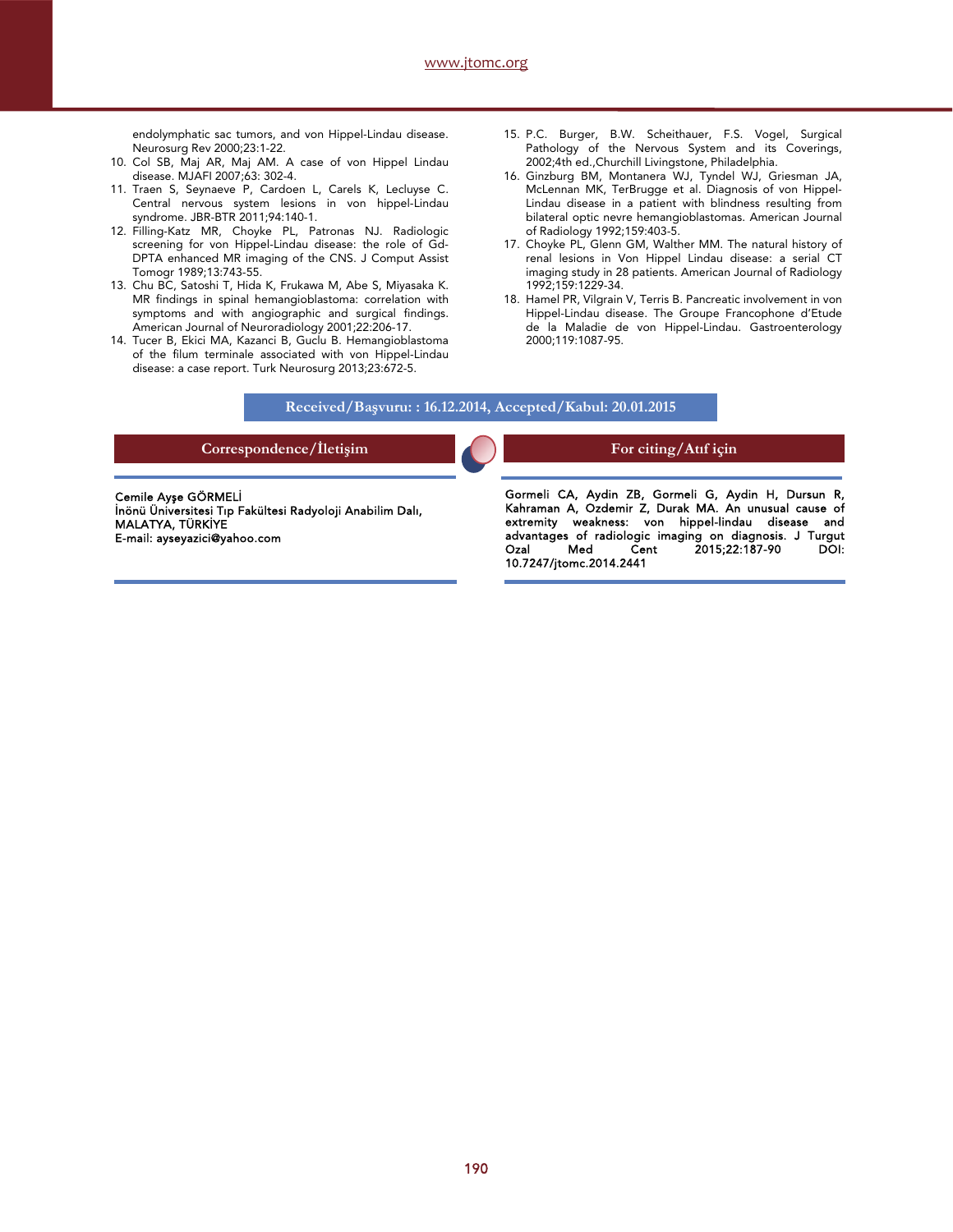endolymphatic sac tumors, and von Hippel-Lindau disease. Neurosurg Rev 2000;23:1-22.

10. Col SB, Maj AR, Maj AM. A case of von Hippel Lindau disease. MJAFI 2007;63: 302-4.
11. Traen S, Seynaeve P, Cardoen L, Carels K, Lecluyse C. Central nervous system lesions in von hippel-Lindau syndrome. JBR-BTR 2011;94:140-1.
12. Filling-Katz MR, Choyke PL, Patronas NJ. Radiologic screening for von Hippel-Lindau disease: the role of Gd-DPTA enhanced MR imaging of the CNS. J Comput Assist Tomogr 1989;13:743-55.
13. Chu BC, Satoshi T, Hida K, Frukawa M, Abe S, Miyasaka K. MR findings in spinal hemangioblastoma: correlation with symptoms and with angiographic and surgical findings. American Journal of Neuroradiology 2001;22:206-17.
14. Tucer B, Ekici MA, Kazanci B, Guclu B. Hemangioblastoma of the filum terminale associated with von Hippel-Lindau disease: a case report. Turk Neurosurg 2013;23:672-5.
15. P.C. Burger, B.W. Scheithauer, F.S. Vogel, Surgical Pathology of the Nervous System and its Coverings, 2002;4th ed.,Churchill Livingstone, Philadelphia.
16. Ginzburg BM, Montanera WJ, Tyndel WJ, Griesman JA, McLennan MK, TerBrugge et al. Diagnosis of von Hippel-Lindau disease in a patient with blindness resulting from bilateral optic nevre hemangioblastomas. American Journal of Radiology 1992;159:403-5.
17. Choyke PL, Glenn GM, Walther MM. The natural history of renal lesions in Von Hippel Lindau disease: a serial CT imaging study in 28 patients. American Journal of Radiology 1992;159:1229-34.
18. Hamel PR, Vilgrain V, Terris B. Pancreatic involvement in von Hippel-Lindau disease. The Groupe Francophone d'Etude de la Maladie de von Hippel-Lindau. Gastroenterology 2000;119:1087-95.

**Received/Başvuru: : 16.12.2014, Accepted/Kabul: 20.01.2015**

**Correspondence/İletişim**

Cemile Ayşe GÖRMELİ
İnönü Üniversitesi Tıp Fakültesi Radyoloji Anabilim Dalı,
MALATYA, TÜRKİYE
E-mail: ayseyazici@yahoo.com

**For citing/Atıf için**

Gormeli CA, Aydin ZB, Gormeli G, Aydin H, Dursun R, Kahraman A, Ozdemir Z, Durak MA. An unusual cause of extremity weakness: von hippel-lindau disease and advantages of radiologic imaging on diagnosis. J Turgut Ozal Med Cent 2015;22:187-90 DOI: 10.7247/jtomc.2014.2441